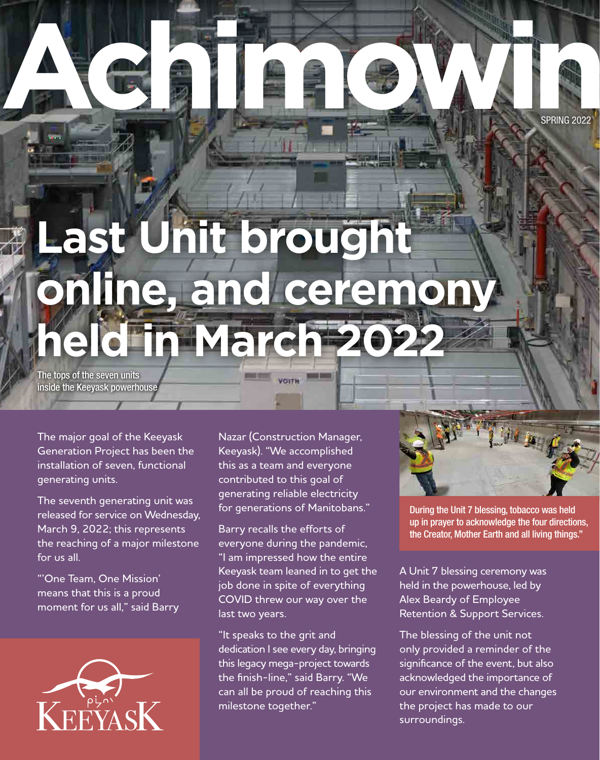# Achimowin

SPRING 2022

## Last Unit brought online, and ceremony held in March 2022

The tops of the seven units inside the Keeyask powerhouse

The major goal of the Keeyask Generation Project has been the installation of seven, functional generating units.

The seventh generating unit was released for service on Wednesday, March 9, 2022; this represents the reaching of a major milestone for us all.

"'One Team, One Mission' means that this is a proud moment for us all," said Barry Nazar (Construction Manager, Keeyask). "We accomplished this as a team and everyone contributed to this goal of generating reliable electricity for generations of Manitobans."

Barry recalls the efforts of everyone during the pandemic, "I am impressed how the entire Keeyask team leaned in to get the job done in spite of everything COVID threw our way over the last two years.

"It speaks to the grit and dedication I see every day, bringing this legacy mega-project towards the finish-line," said Barry. "We can all be proud of reaching this milestone together."

During the Unit 7 blessing, tobacco was held up in prayer to acknowledge the four directions, the Creator, Mother Earth and all living things."

A Unit 7 blessing ceremony was held in the powerhouse, led by Alex Beardy of Employee Retention & Support Services.

The blessing of the unit not only provided a reminder of the significance of the event, but also acknowledged the importance of our environment and the changes the project has made to our surroundings.

KEEYASK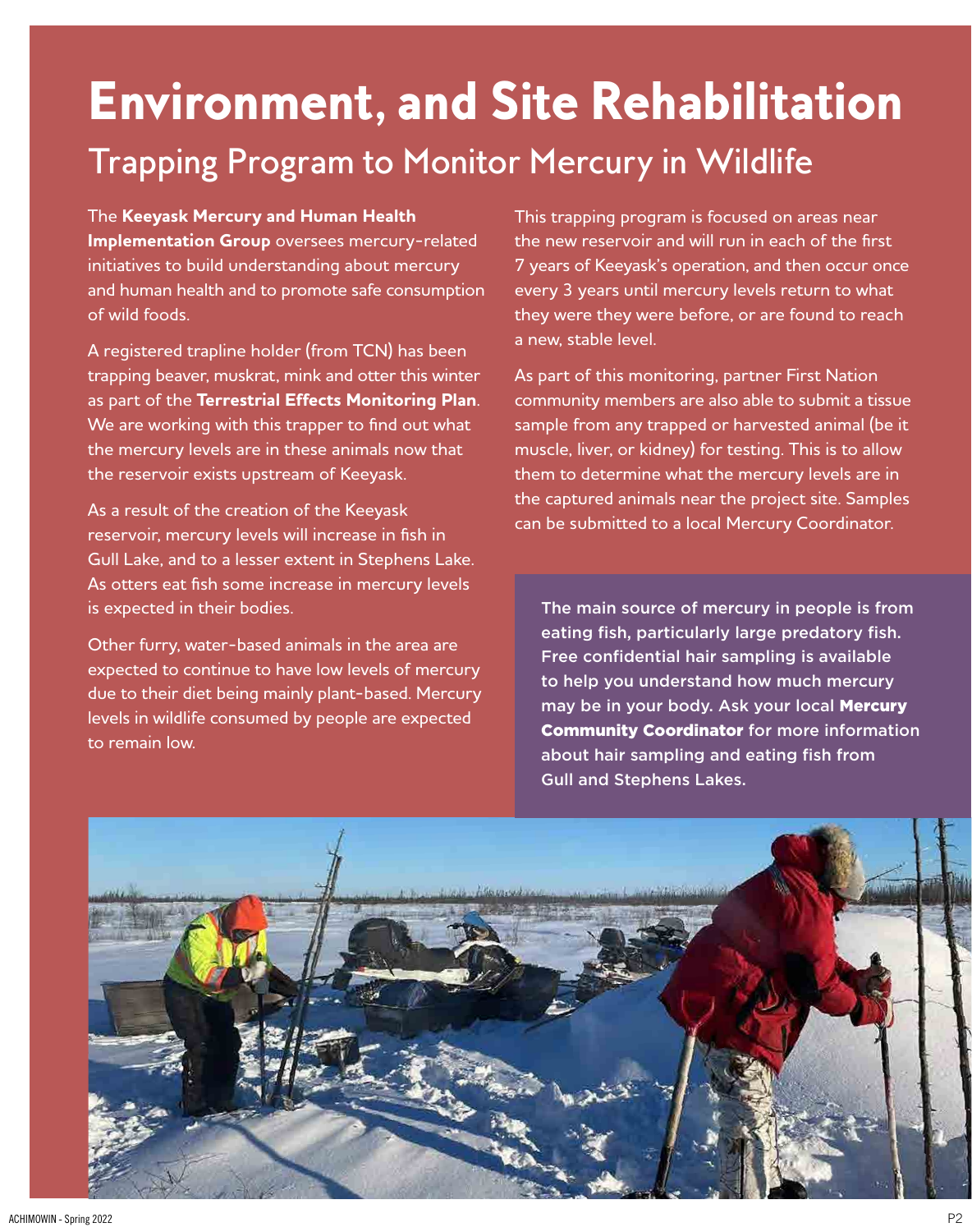# Environment, and Site Rehabilitation

## Trapping Program to Monitor Mercury in Wildlife

The **Keeyask Mercury and Human Health Implementation Group** oversees mercury-related initiatives to build understanding about mercury and human health and to promote safe consumption of wild foods.

A registered trapline holder (from TCN) has been trapping beaver, muskrat, mink and otter this winter as part of the **Terrestrial Effects Monitoring Plan**. We are working with this trapper to find out what the mercury levels are in these animals now that the reservoir exists upstream of Keeyask.

As a result of the creation of the Keeyask reservoir, mercury levels will increase in fish in Gull Lake, and to a lesser extent in Stephens Lake. As otters eat fish some increase in mercury levels is expected in their bodies.

Other furry, water-based animals in the area are expected to continue to have low levels of mercury due to their diet being mainly plant-based. Mercury levels in wildlife consumed by people are expected to remain low.

This trapping program is focused on areas near the new reservoir and will run in each of the first 7 years of Keeyask's operation, and then occur once every 3 years until mercury levels return to what they were they were before, or are found to reach a new, stable level.

As part of this monitoring, partner First Nation community members are also able to submit a tissue sample from any trapped or harvested animal (be it muscle, liver, or kidney) for testing. This is to allow them to determine what the mercury levels are in the captured animals near the project site. Samples can be submitted to a local Mercury Coordinator.

The main source of mercury in people is from eating fish, particularly large predatory fish. Free confidential hair sampling is available to help you understand how much mercury may be in your body. Ask your local **Mercury Community Coordinator** for more information about hair sampling and eating fish from Gull and Stephens Lakes.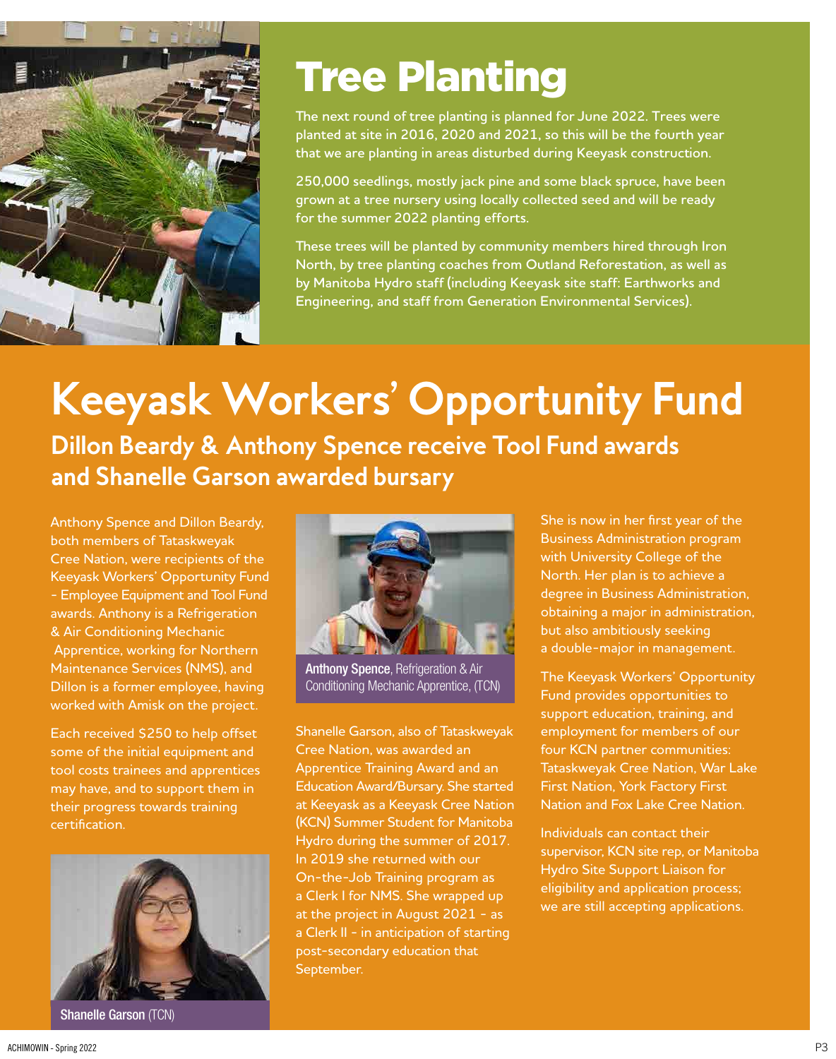# Tree Planting

The next round of tree planting is planned for June 2022. Trees were planted at site in 2016, 2020 and 2021, so this will be the fourth year that we are planting in areas disturbed during Keeyask construction.

250,000 seedlings, mostly jack pine and some black spruce, have been grown at a tree nursery using locally collected seed and will be ready for the summer 2022 planting efforts.

These trees will be planted by community members hired through Iron North, by tree planting coaches from Outland Reforestation, as well as by Manitoba Hydro staff (including Keeyask site staff: Earthworks and Engineering, and staff from Generation Environmental Services).

# Keeyask Workers' Opportunity Fund

## Dillon Beardy & Anthony Spence receive Tool Fund awards and Shanelle Garson awarded bursary

Anthony Spence and Dillon Beardy, both members of Tataskweyak Cree Nation, were recipients of the Keeyask Workers' Opportunity Fund - Employee Equipment and Tool Fund awards. Anthony is a Refrigeration & Air Conditioning Mechanic Apprentice, working for Northern Maintenance Services (NMS), and Dillon is a former employee, having worked with Amisk on the project.

Each received $250 to help offset some of the initial equipment and tool costs trainees and apprentices may have, and to support them in their progress towards training certification.

**Shanelle Garson** (TCN)

**Anthony Spence**, Refrigeration & Air Conditioning Mechanic Apprentice, (TCN)

Shanelle Garson, also of Tataskweyak Cree Nation, was awarded an Apprentice Training Award and an Education Award/Bursary. She started at Keeyask as a Keeyask Cree Nation (KCN) Summer Student for Manitoba Hydro during the summer of 2017. In 2019 she returned with our On-the-Job Training program as a Clerk I for NMS. She wrapped up at the project in August 2021 - as a Clerk II - in anticipation of starting post-secondary education that September.

She is now in her first year of the Business Administration program with University College of the North. Her plan is to achieve a degree in Business Administration, obtaining a major in administration, but also ambitiously seeking a double-major in management.

The Keeyask Workers' Opportunity Fund provides opportunities to support education, training, and employment for members of our four KCN partner communities: Tataskweyak Cree Nation, War Lake First Nation, York Factory First Nation and Fox Lake Cree Nation.

Individuals can contact their supervisor, KCN site rep, or Manitoba Hydro Site Support Liaison for eligibility and application process; we are still accepting applications.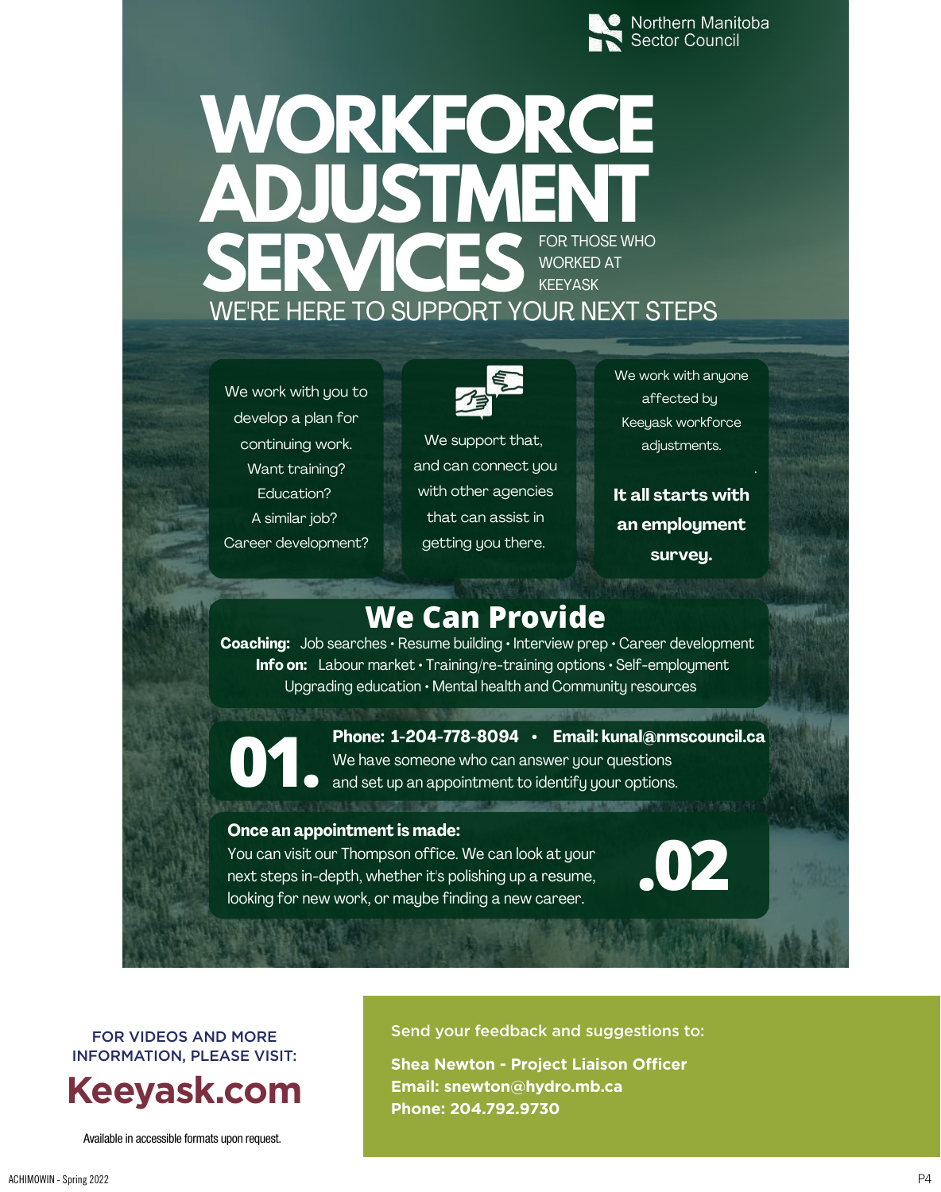Northern Manitoba Sector Council

# WORKFORCE ADJUSTMENT SERVICES

FOR THOSE WHO WORKED AT KEEYASK

## WE'RE HERE TO SUPPORT YOUR NEXT STEPS

We work with you to develop a plan for continuing work. Want training? Education? A similar job? Career development?

We support that, and can connect you with other agencies that can assist in getting you there.

We work with anyone affected by Keeyask workforce adjustments.

**It all starts with an employment survey.**

## We Can Provide

**Coaching:** Job searches • Resume building • Interview prep • Career development

**Info on:** Labour market • Training/re-training options • Self-employment
Upgrading education • Mental health and Community resources

**01.**

**Phone: 1-204-778-8094 • Email: kunal@nmscouncil.ca**

We have someone who can answer your questions and set up an appointment to identify your options.

**.02**

**Once an appointment is made:**

You can visit our Thompson office. We can look at your next steps in-depth, whether it's polishing up a resume, looking for new work, or maybe finding a new career.

FOR VIDEOS AND MORE INFORMATION, PLEASE VISIT:

**Keeyask.com**

Available in accessible formats upon request.

Send your feedback and suggestions to:

**Shea Newton - Project Liaison Officer**
**Email: snewton@hydro.mb.ca**
**Phone: 204.792.9730**